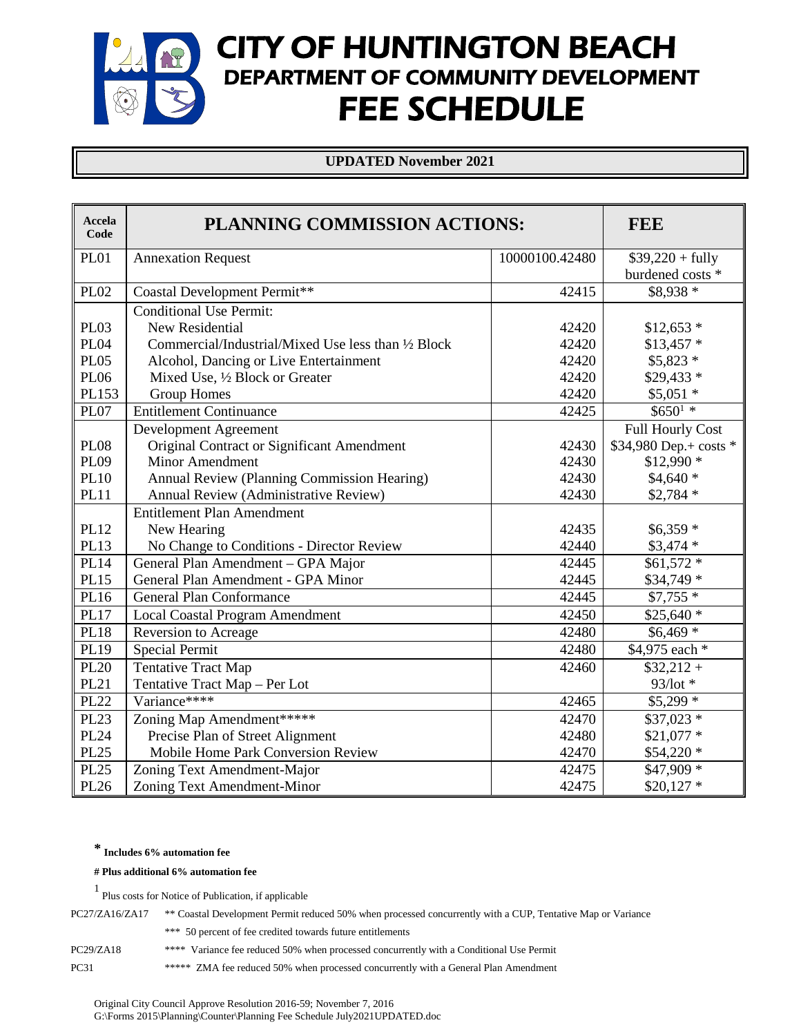# CITY OF HUNTINGTON BEACH
## DEPARTMENT OF COMMUNITY DEVELOPMENT
# FEE SCHEDULE

**UPDATED November 2021**

| Accela Code | PLANNING COMMISSION ACTIONS: | | FEE |
|---|---|---|---|
| PL01 | Annexation Request | 10000100.42480 | $39,220 + fully burdened costs * |
| PL02 | Coastal Development Permit** | 42415 | $8,938 * |
| | Conditional Use Permit: | | |
| PL03 | New Residential | 42420 | $12,653 * |
| PL04 | Commercial/Industrial/Mixed Use less than ½ Block | 42420 | $13,457 * |
| PL05 | Alcohol, Dancing or Live Entertainment | 42420 | $5,823 * |
| PL06 | Mixed Use, ½ Block or Greater | 42420 | $29,433 * |
| PL153 | Group Homes | 42420 | $5,051 * |
| PL07 | Entitlement Continuance | 42425 | $650[1] * |
| | Development Agreement | | Full Hourly Cost |
| PL08 | Original Contract or Significant Amendment | 42430 | $34,980 Dep.+ costs * |
| PL09 | Minor Amendment | 42430 | $12,990 * |
| PL10 | Annual Review (Planning Commission Hearing) | 42430 | $4,640 * |
| PL11 | Annual Review (Administrative Review) | 42430 | $2,784 * |
| | Entitlement Plan Amendment | | |
| PL12 | New Hearing | 42435 | $6,359 * |
| PL13 | No Change to Conditions - Director Review | 42440 | $3,474 * |
| PL14 | General Plan Amendment – GPA Major | 42445 | $61,572 * |
| PL15 | General Plan Amendment - GPA Minor | 42445 | $34,749 * |
| PL16 | General Plan Conformance | 42445 | $7,755 * |
| PL17 | Local Coastal Program Amendment | 42450 | $25,640 * |
| PL18 | Reversion to Acreage | 42480 | $6,469 * |
| PL19 | Special Permit | 42480 | $4,975 each * |
| PL20 | Tentative Tract Map | 42460 | $32,212 + |
| PL21 | Tentative Tract Map – Per Lot | | 93/lot * |
| PL22 | Variance**** | 42465 | $5,299 * |
| PL23 | Zoning Map Amendment***** | 42470 | $37,023 * |
| PL24 | Precise Plan of Street Alignment | 42480 | $21,077 * |
| PL25 | Mobile Home Park Conversion Review | 42470 | $54,220 * |
| PL25 | Zoning Text Amendment-Major | 42475 | $47,909 * |
| PL26 | Zoning Text Amendment-Minor | 42475 | $20,127 * |

**\* Includes 6% automation fee**

**# Plus additional 6% automation fee**

[1] Plus costs for Notice of Publication, if applicable

PC27/ZA16/ZA17 ** Coastal Development Permit reduced 50% when processed concurrently with a CUP, Tentative Map or Variance

*** 50 percent of fee credited towards future entitlements

PC29/ZA18 **** Variance fee reduced 50% when processed concurrently with a Conditional Use Permit

PC31 ***** ZMA fee reduced 50% when processed concurrently with a General Plan Amendment

Original City Council Approve Resolution 2016-59; November 7, 2016
G:\Forms 2015\Planning\Counter\Planning Fee Schedule July2021UPDATED.doc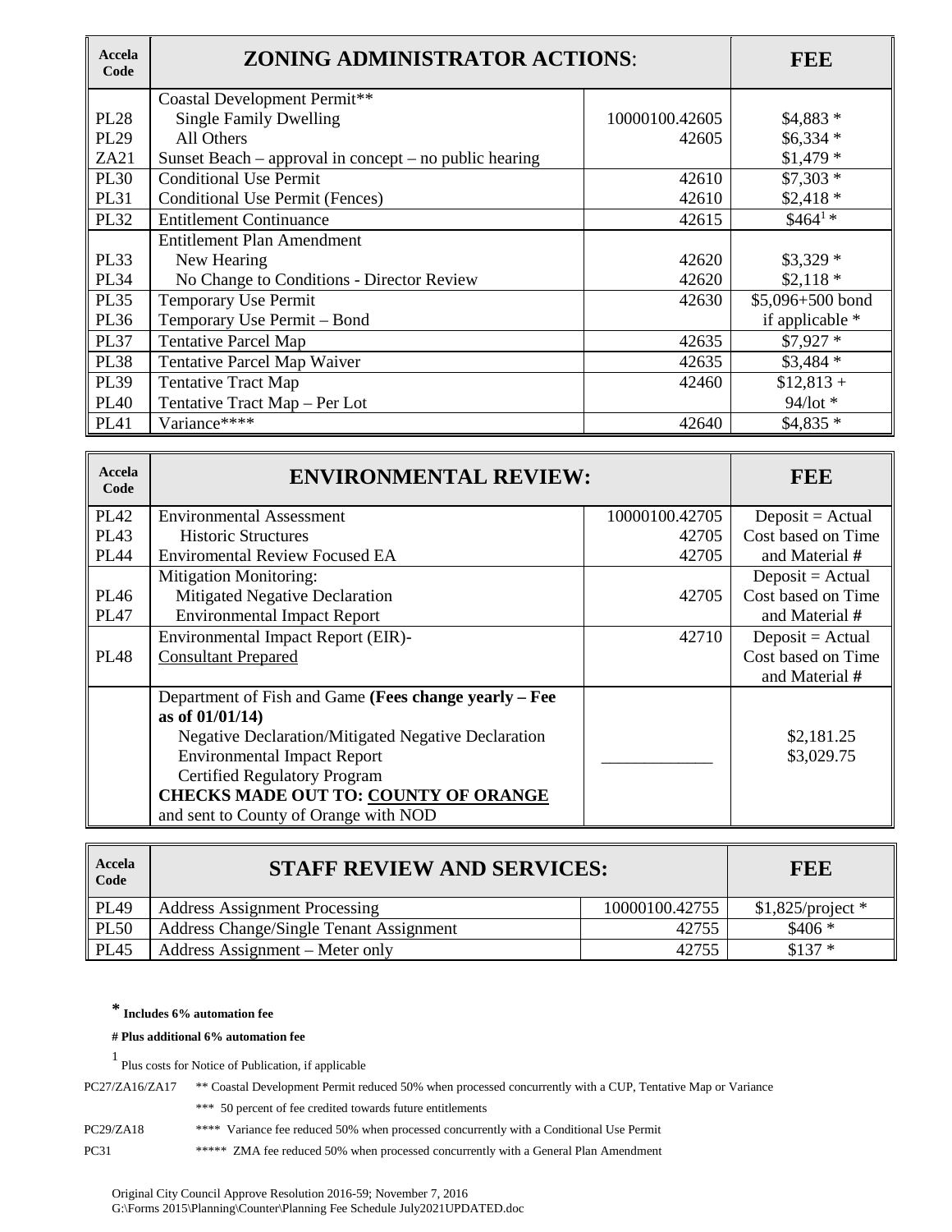| Accela Code | ZONING ADMINISTRATOR ACTIONS: | | FEE |
|---|---|---|---|
| | Coastal Development Permit** | | |
| PL28 | Single Family Dwelling | 10000100.42605 | $4,883 * |
| PL29 | All Others | 42605 | $6,334 * |
| ZA21 | Sunset Beach – approval in concept – no public hearing | | $1,479 * |
| PL30 | Conditional Use Permit | 42610 | $7,303 * |
| PL31 | Conditional Use Permit (Fences) | 42610 | $2,418 * |
| PL32 | Entitlement Continuance | 42615 | $464[1] * |
| | Entitlement Plan Amendment | | |
| PL33 | New Hearing | 42620 | $3,329 * |
| PL34 | No Change to Conditions - Director Review | 42620 | $2,118 * |
| PL35 | Temporary Use Permit | 42630 | $5,096+500 bond |
| PL36 | Temporary Use Permit – Bond | | if applicable * |
| PL37 | Tentative Parcel Map | 42635 | $7,927 * |
| PL38 | Tentative Parcel Map Waiver | 42635 | $3,484 * |
| PL39 | Tentative Tract Map | 42460 | $12,813 + |
| PL40 | Tentative Tract Map – Per Lot | | 94/lot * |
| PL41 | Variance**** | 42640 | $4,835 * |

| Accela Code | ENVIRONMENTAL REVIEW: | | FEE |
|---|---|---|---|
| PL42 | Environmental Assessment | 10000100.42705 | Deposit = Actual |
| PL43 | Historic Structures | 42705 | Cost based on Time |
| PL44 | Enviromental Review Focused EA | 42705 | and Material # |
| | Mitigation Monitoring: | | Deposit = Actual |
| PL46 | Mitigated Negative Declaration | 42705 | Cost based on Time |
| PL47 | Environmental Impact Report | | and Material # |
| | Environmental Impact Report (EIR)- | 42710 | Deposit = Actual |
| PL48 | Consultant Prepared | | Cost based on Time and Material # |
| | Department of Fish and Game **(Fees change yearly – Fee as of 01/01/14)** | | |
| | Negative Declaration/Mitigated Negative Declaration | | $2,181.25 |
| | Environmental Impact Report | ____________ | $3,029.75 |
| | Certified Regulatory Program | | |
| | **CHECKS MADE OUT TO: COUNTY OF ORANGE** and sent to County of Orange with NOD | | |

| Accela Code | STAFF REVIEW AND SERVICES: | | FEE |
|---|---|---|---|
| PL49 | Address Assignment Processing | 10000100.42755 | $1,825/project * |
| PL50 | Address Change/Single Tenant Assignment | 42755 | $406 * |
| PL45 | Address Assignment – Meter only | 42755 | $137 * |

**\* Includes 6% automation fee**

**# Plus additional 6% automation fee**

[1] Plus costs for Notice of Publication, if applicable

PC27/ZA16/ZA17 ** Coastal Development Permit reduced 50% when processed concurrently with a CUP, Tentative Map or Variance

*** 50 percent of fee credited towards future entitlements

PC29/ZA18 **** Variance fee reduced 50% when processed concurrently with a Conditional Use Permit

PC31 ***** ZMA fee reduced 50% when processed concurrently with a General Plan Amendment

Original City Council Approve Resolution 2016-59; November 7, 2016
G:\Forms 2015\Planning\Counter\Planning Fee Schedule July2021UPDATED.doc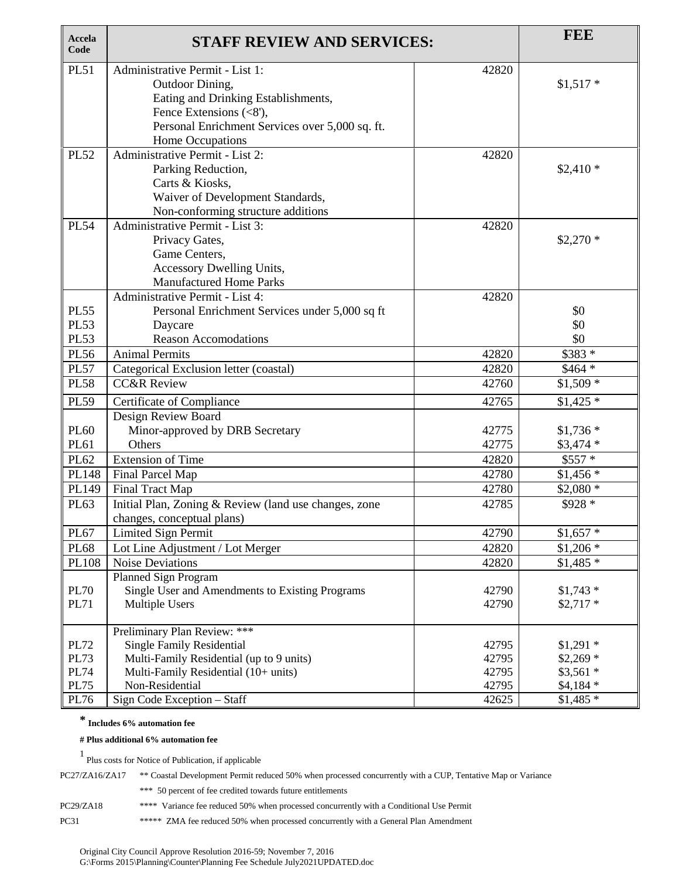| Accela Code | STAFF REVIEW AND SERVICES: | | FEE |
|---|---|---|---|
| PL51 | Administrative Permit - List 1:<br>Outdoor Dining,<br>Eating and Drinking Establishments,<br>Fence Extensions (<8'),<br>Personal Enrichment Services over 5,000 sq. ft.<br>Home Occupations | 42820 | $1,517 * |
| PL52 | Administrative Permit - List 2:<br>Parking Reduction,<br>Carts & Kiosks,<br>Waiver of Development Standards,<br>Non-conforming structure additions | 42820 | $2,410 * |
| PL54 | Administrative Permit - List 3:<br>Privacy Gates,<br>Game Centers,<br>Accessory Dwelling Units,<br>Manufactured Home Parks | 42820 | $2,270 * |
| | Administrative Permit - List 4: | 42820 | |
| PL55 | Personal Enrichment Services under 5,000 sq ft | | $0 |
| PL53 | Daycare | | $0 |
| PL53 | Reason Accomodations | | $0 |
| PL56 | Animal Permits | 42820 | $383 * |
| PL57 | Categorical Exclusion letter (coastal) | 42820 | $464 * |
| PL58 | CC&R Review | 42760 | $1,509 * |
| PL59 | Certificate of Compliance | 42765 | $1,425 * |
| | Design Review Board | | |
| PL60 | Minor-approved by DRB Secretary | 42775 | $1,736 * |
| PL61 | Others | 42775 | $3,474 * |
| PL62 | Extension of Time | 42820 | $557 * |
| PL148 | Final Parcel Map | 42780 | $1,456 * |
| PL149 | Final Tract Map | 42780 | $2,080 * |
| PL63 | Initial Plan, Zoning & Review (land use changes, zone changes, conceptual plans) | 42785 | $928 * |
| PL67 | Limited Sign Permit | 42790 | $1,657 * |
| PL68 | Lot Line Adjustment / Lot Merger | 42820 | $1,206 * |
| PL108 | Noise Deviations | 42820 | $1,485 * |
| | Planned Sign Program | | |
| PL70 | Single User and Amendments to Existing Programs | 42790 | $1,743 * |
| PL71 | Multiple Users | 42790 | $2,717 * |
| | Preliminary Plan Review: *** | | |
| PL72 | Single Family Residential | 42795 | $1,291 * |
| PL73 | Multi-Family Residential (up to 9 units) | 42795 | $2,269 * |
| PL74 | Multi-Family Residential (10+ units) | 42795 | $3,561 * |
| PL75 | Non-Residential | 42795 | $4,184 * |
| PL76 | Sign Code Exception – Staff | 42625 | $1,485 * |

**\* Includes 6% automation fee**

**# Plus additional 6% automation fee**

[1] Plus costs for Notice of Publication, if applicable

PC27/ZA16/ZA17 ** Coastal Development Permit reduced 50% when processed concurrently with a CUP, Tentative Map or Variance

*** 50 percent of fee credited towards future entitlements

PC29/ZA18 **** Variance fee reduced 50% when processed concurrently with a Conditional Use Permit

PC31 ***** ZMA fee reduced 50% when processed concurrently with a General Plan Amendment

Original City Council Approve Resolution 2016-59; November 7, 2016
G:\Forms 2015\Planning\Counter\Planning Fee Schedule July2021UPDATED.doc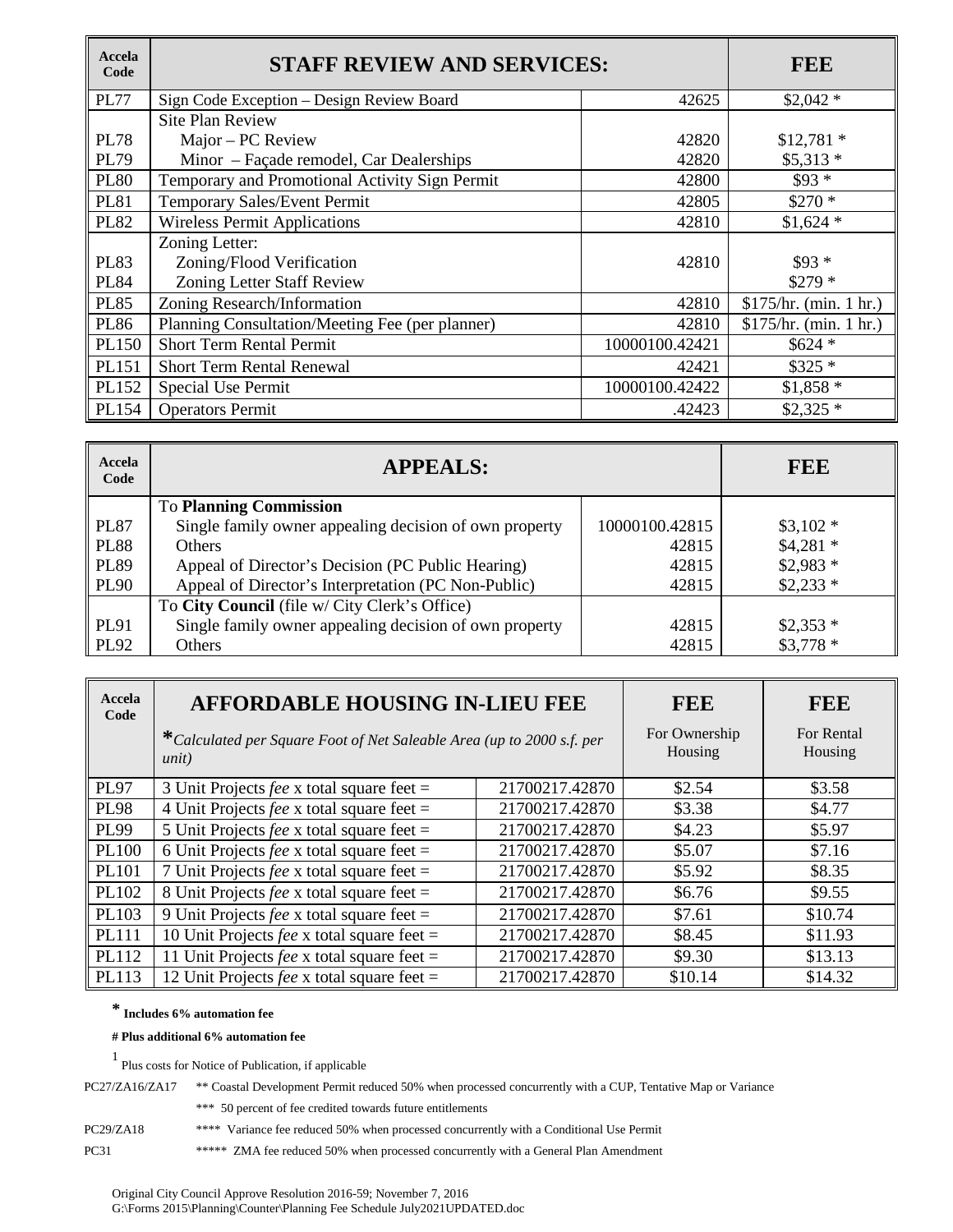| Accela Code | STAFF REVIEW AND SERVICES: | | FEE |
|---|---|---|---|
| PL77 | Sign Code Exception – Design Review Board | 42625 | $2,042 * |
| | Site Plan Review | | |
| PL78 | Major – PC Review | 42820 | $12,781 * |
| PL79 | Minor – Façade remodel, Car Dealerships | 42820 | $5,313 * |
| PL80 | Temporary and Promotional Activity Sign Permit | 42800 | $93 * |
| PL81 | Temporary Sales/Event Permit | 42805 | $270 * |
| PL82 | Wireless Permit Applications | 42810 | $1,624 * |
| | Zoning Letter: | | |
| PL83 | Zoning/Flood Verification | 42810 | $93 * |
| PL84 | Zoning Letter Staff Review | | $279 * |
| PL85 | Zoning Research/Information | 42810 | $175/hr. (min. 1 hr.) |
| PL86 | Planning Consultation/Meeting Fee (per planner) | 42810 | $175/hr. (min. 1 hr.) |
| PL150 | Short Term Rental Permit | 10000100.42421 | $624 * |
| PL151 | Short Term Rental Renewal | 42421 | $325 * |
| PL152 | Special Use Permit | 10000100.42422 | $1,858 * |
| PL154 | Operators Permit | .42423 | $2,325 * |

| Accela Code | APPEALS: | | FEE |
|---|---|---|---|
| | To **Planning Commission** | | |
| PL87 | Single family owner appealing decision of own property | 10000100.42815 | $3,102 * |
| PL88 | Others | 42815 | $4,281 * |
| PL89 | Appeal of Director's Decision (PC Public Hearing) | 42815 | $2,983 * |
| PL90 | Appeal of Director's Interpretation (PC Non-Public) | 42815 | $2,233 * |
| | To **City Council** (file w/ City Clerk's Office) | | |
| PL91 | Single family owner appealing decision of own property | 42815 | $2,353 * |
| PL92 | Others | 42815 | $3,778 * |

| Accela Code | AFFORDABLE HOUSING IN-LIEU FEE<br>**\****Calculated per Square Foot of Net Saleable Area (up to 2000 s.f. per unit)* | | FEE<br>For Ownership Housing | FEE<br>For Rental Housing |
|---|---|---|---|---|
| PL97 | 3 Unit Projects *fee* x total square feet = | 21700217.42870 | $2.54 | $3.58 |
| PL98 | 4 Unit Projects *fee* x total square feet = | 21700217.42870 | $3.38 | $4.77 |
| PL99 | 5 Unit Projects *fee* x total square feet = | 21700217.42870 | $4.23 | $5.97 |
| PL100 | 6 Unit Projects *fee* x total square feet = | 21700217.42870 | $5.07 | $7.16 |
| PL101 | 7 Unit Projects *fee* x total square feet = | 21700217.42870 | $5.92 | $8.35 |
| PL102 | 8 Unit Projects *fee* x total square feet = | 21700217.42870 | $6.76 | $9.55 |
| PL103 | 9 Unit Projects *fee* x total square feet = | 21700217.42870 | $7.61 | $10.74 |
| PL111 | 10 Unit Projects *fee* x total square feet = | 21700217.42870 | $8.45 | $11.93 |
| PL112 | 11 Unit Projects *fee* x total square feet = | 21700217.42870 | $9.30 | $13.13 |
| PL113 | 12 Unit Projects *fee* x total square feet = | 21700217.42870 | $10.14 | $14.32 |

**\* Includes 6% automation fee**

**# Plus additional 6% automation fee**

[1] Plus costs for Notice of Publication, if applicable

PC27/ZA16/ZA17 ** Coastal Development Permit reduced 50% when processed concurrently with a CUP, Tentative Map or Variance

*** 50 percent of fee credited towards future entitlements

PC29/ZA18 **** Variance fee reduced 50% when processed concurrently with a Conditional Use Permit

PC31 ***** ZMA fee reduced 50% when processed concurrently with a General Plan Amendment

Original City Council Approve Resolution 2016-59; November 7, 2016
G:\Forms 2015\Planning\Counter\Planning Fee Schedule July2021UPDATED.doc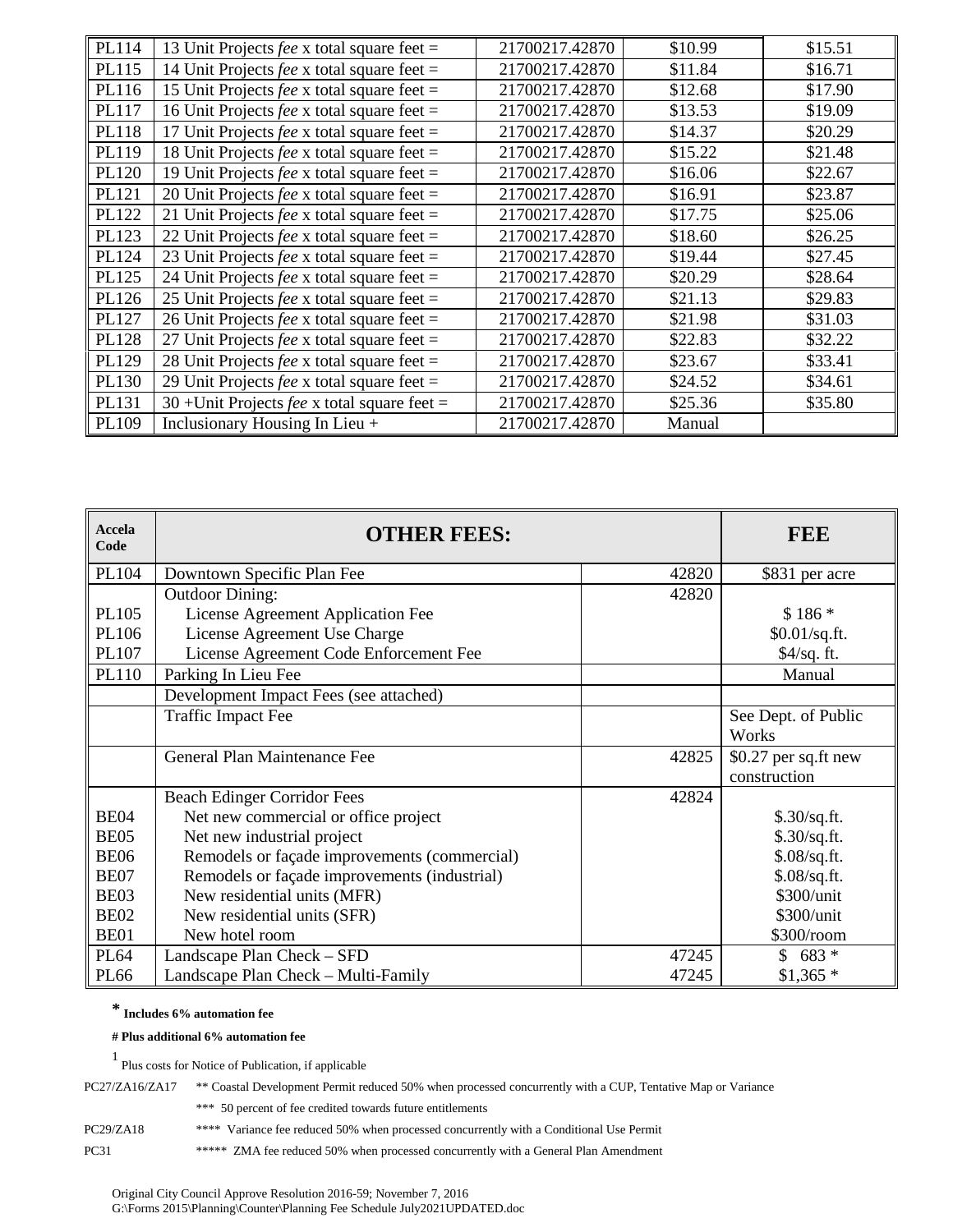| | | | | |
|---|---|---|---|---|
| PL114 | 13 Unit Projects *fee* x total square feet = | 21700217.42870 | $10.99 | $15.51 |
| PL115 | 14 Unit Projects *fee* x total square feet = | 21700217.42870 | $11.84 | $16.71 |
| PL116 | 15 Unit Projects *fee* x total square feet = | 21700217.42870 | $12.68 | $17.90 |
| PL117 | 16 Unit Projects *fee* x total square feet = | 21700217.42870 | $13.53 | $19.09 |
| PL118 | 17 Unit Projects *fee* x total square feet = | 21700217.42870 | $14.37 | $20.29 |
| PL119 | 18 Unit Projects *fee* x total square feet = | 21700217.42870 | $15.22 | $21.48 |
| PL120 | 19 Unit Projects *fee* x total square feet = | 21700217.42870 | $16.06 | $22.67 |
| PL121 | 20 Unit Projects *fee* x total square feet = | 21700217.42870 | $16.91 | $23.87 |
| PL122 | 21 Unit Projects *fee* x total square feet = | 21700217.42870 | $17.75 | $25.06 |
| PL123 | 22 Unit Projects *fee* x total square feet = | 21700217.42870 | $18.60 | $26.25 |
| PL124 | 23 Unit Projects *fee* x total square feet = | 21700217.42870 | $19.44 | $27.45 |
| PL125 | 24 Unit Projects *fee* x total square feet = | 21700217.42870 | $20.29 | $28.64 |
| PL126 | 25 Unit Projects *fee* x total square feet = | 21700217.42870 | $21.13 | $29.83 |
| PL127 | 26 Unit Projects *fee* x total square feet = | 21700217.42870 | $21.98 | $31.03 |
| PL128 | 27 Unit Projects *fee* x total square feet = | 21700217.42870 | $22.83 | $32.22 |
| PL129 | 28 Unit Projects *fee* x total square feet = | 21700217.42870 | $23.67 | $33.41 |
| PL130 | 29 Unit Projects *fee* x total square feet = | 21700217.42870 | $24.52 | $34.61 |
| PL131 | 30 +Unit Projects *fee* x total square feet = | 21700217.42870 | $25.36 | $35.80 |
| PL109 | Inclusionary Housing In Lieu + | 21700217.42870 | Manual | |

| Accela Code | OTHER FEES: | | FEE |
|---|---|---|---|
| PL104 | Downtown Specific Plan Fee | 42820 | $831 per acre |
| | Outdoor Dining: | 42820 | |
| PL105 | License Agreement Application Fee | | $ 186 * |
| PL106 | License Agreement Use Charge | | $0.01/sq.ft. |
| PL107 | License Agreement Code Enforcement Fee | | $4/sq. ft. |
| PL110 | Parking In Lieu Fee | | Manual |
| | Development Impact Fees (see attached) | | |
| | Traffic Impact Fee | | See Dept. of Public Works |
| | General Plan Maintenance Fee | 42825 | $0.27 per sq.ft new construction |
| | Beach Edinger Corridor Fees | 42824 | |
| BE04 | Net new commercial or office project | | $.30/sq.ft. |
| BE05 | Net new industrial project | | $.30/sq.ft. |
| BE06 | Remodels or façade improvements (commercial) | | $.08/sq.ft. |
| BE07 | Remodels or façade improvements (industrial) | | $.08/sq.ft. |
| BE03 | New residential units (MFR) | | $300/unit |
| BE02 | New residential units (SFR) | | $300/unit |
| BE01 | New hotel room | | $300/room |
| PL64 | Landscape Plan Check – SFD | 47245 | $ 683 * |
| PL66 | Landscape Plan Check – Multi-Family | 47245 | $1,365 * |

**\* Includes 6% automation fee**

**# Plus additional 6% automation fee**

[1] Plus costs for Notice of Publication, if applicable

PC27/ZA16/ZA17 — ** Coastal Development Permit reduced 50% when processed concurrently with a CUP, Tentative Map or Variance

*** 50 percent of fee credited towards future entitlements

PC29/ZA18 — **** Variance fee reduced 50% when processed concurrently with a Conditional Use Permit

PC31 — ***** ZMA fee reduced 50% when processed concurrently with a General Plan Amendment

Original City Council Approve Resolution 2016-59; November 7, 2016
G:\Forms 2015\Planning\Counter\Planning Fee Schedule July2021UPDATED.doc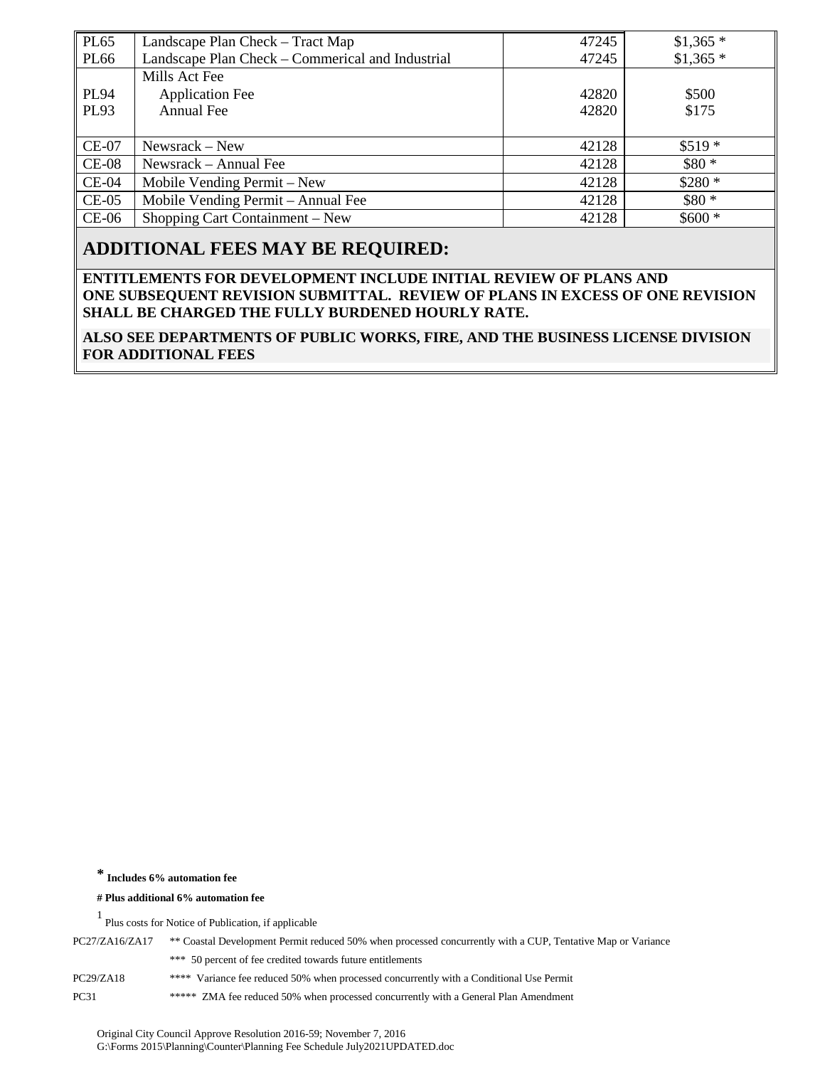| | | | |
|---|---|---|---|
| PL65 | Landscape Plan Check – Tract Map | 47245 | $1,365 * |
| PL66 | Landscape Plan Check – Commerical and Industrial | 47245 | $1,365 * |
| | Mills Act Fee | | |
| PL94 | Application Fee | 42820 | $500 |
| PL93 | Annual Fee | 42820 | $175 |
| CE-07 | Newsrack – New | 42128 | $519 * |
| CE-08 | Newsrack – Annual Fee | 42128 | $80 * |
| CE-04 | Mobile Vending Permit – New | 42128 | $280 * |
| CE-05 | Mobile Vending Permit – Annual Fee | 42128 | $80 * |
| CE-06 | Shopping Cart Containment – New | 42128 | $600 * |

## ADDITIONAL FEES MAY BE REQUIRED:

**ENTITLEMENTS FOR DEVELOPMENT INCLUDE INITIAL REVIEW OF PLANS AND ONE SUBSEQUENT REVISION SUBMITTAL. REVIEW OF PLANS IN EXCESS OF ONE REVISION SHALL BE CHARGED THE FULLY BURDENED HOURLY RATE.**

**ALSO SEE DEPARTMENTS OF PUBLIC WORKS, FIRE, AND THE BUSINESS LICENSE DIVISION FOR ADDITIONAL FEES**

**\* Includes 6% automation fee**

**# Plus additional 6% automation fee**

[1] Plus costs for Notice of Publication, if applicable

PC27/ZA16/ZA17 ** Coastal Development Permit reduced 50% when processed concurrently with a CUP, Tentative Map or Variance

*** 50 percent of fee credited towards future entitlements

PC29/ZA18 **** Variance fee reduced 50% when processed concurrently with a Conditional Use Permit

PC31 ***** ZMA fee reduced 50% when processed concurrently with a General Plan Amendment

Original City Council Approve Resolution 2016-59; November 7, 2016
G:\Forms 2015\Planning\Counter\Planning Fee Schedule July2021UPDATED.doc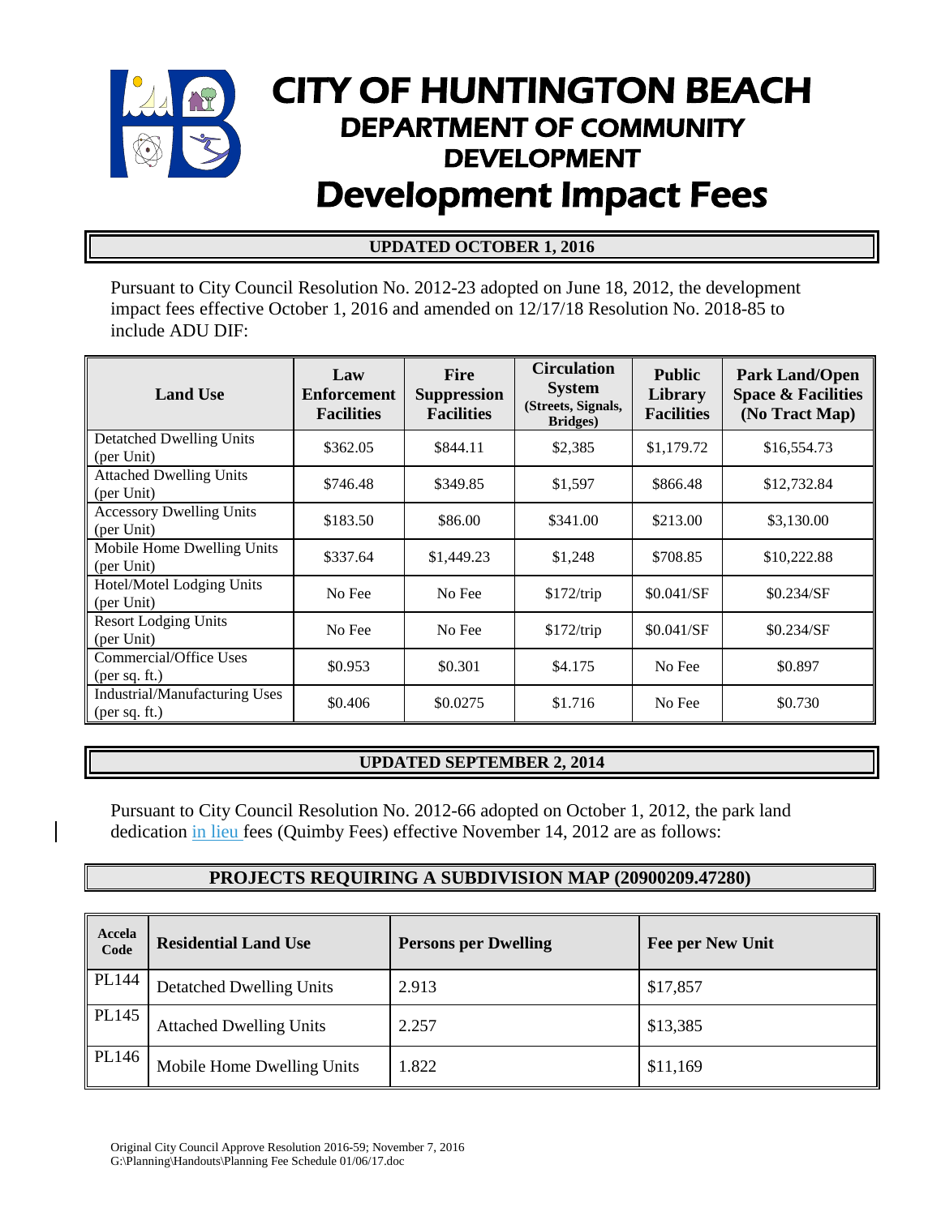# CITY OF HUNTINGTON BEACH

## DEPARTMENT OF COMMUNITY DEVELOPMENT

# Development Impact Fees

**UPDATED OCTOBER 1, 2016**

Pursuant to City Council Resolution No. 2012-23 adopted on June 18, 2012, the development impact fees effective October 1, 2016 and amended on 12/17/18 Resolution No. 2018-85 to include ADU DIF:

| Land Use | Law Enforcement Facilities | Fire Suppression Facilities | Circulation System (Streets, Signals, Bridges) | Public Library Facilities | Park Land/Open Space & Facilities (No Tract Map) |
|---|---|---|---|---|---|
| Detached Dwelling Units (per Unit) | $362.05 | $844.11 | $2,385 | $1,179.72 | $16,554.73 |
| Attached Dwelling Units (per Unit) | $746.48 | $349.85 | $1,597 | $866.48 | $12,732.84 |
| Accessory Dwelling Units (per Unit) | $183.50 | $86.00 | $341.00 | $213.00 | $3,130.00 |
| Mobile Home Dwelling Units (per Unit) | $337.64 | $1,449.23 | $1,248 | $708.85 | $10,222.88 |
| Hotel/Motel Lodging Units (per Unit) | No Fee | No Fee | $172/trip | $0.041/SF | $0.234/SF |
| Resort Lodging Units (per Unit) | No Fee | No Fee | $172/trip | $0.041/SF | $0.234/SF |
| Commercial/Office Uses (per sq. ft.) | $0.953 | $0.301 | $4.175 | No Fee | $0.897 |
| Industrial/Manufacturing Uses (per sq. ft.) | $0.406 | $0.0275 | $1.716 | No Fee | $0.730 |

**UPDATED SEPTEMBER 2, 2014**

Pursuant to City Council Resolution No. 2012-66 adopted on October 1, 2012, the park land dedication in lieu fees (Quimby Fees) effective November 14, 2012 are as follows:

**PROJECTS REQUIRING A SUBDIVISION MAP (20900209.47280)**

| Accela Code | Residential Land Use | Persons per Dwelling | Fee per New Unit |
|---|---|---|---|
| PL144 | Detached Dwelling Units | 2.913 | $17,857 |
| PL145 | Attached Dwelling Units | 2.257 | $13,385 |
| PL146 | Mobile Home Dwelling Units | 1.822 | $11,169 |

Original City Council Approve Resolution 2016-59; November 7, 2016
G:\Planning\Handouts\Planning Fee Schedule 01/06/17.doc